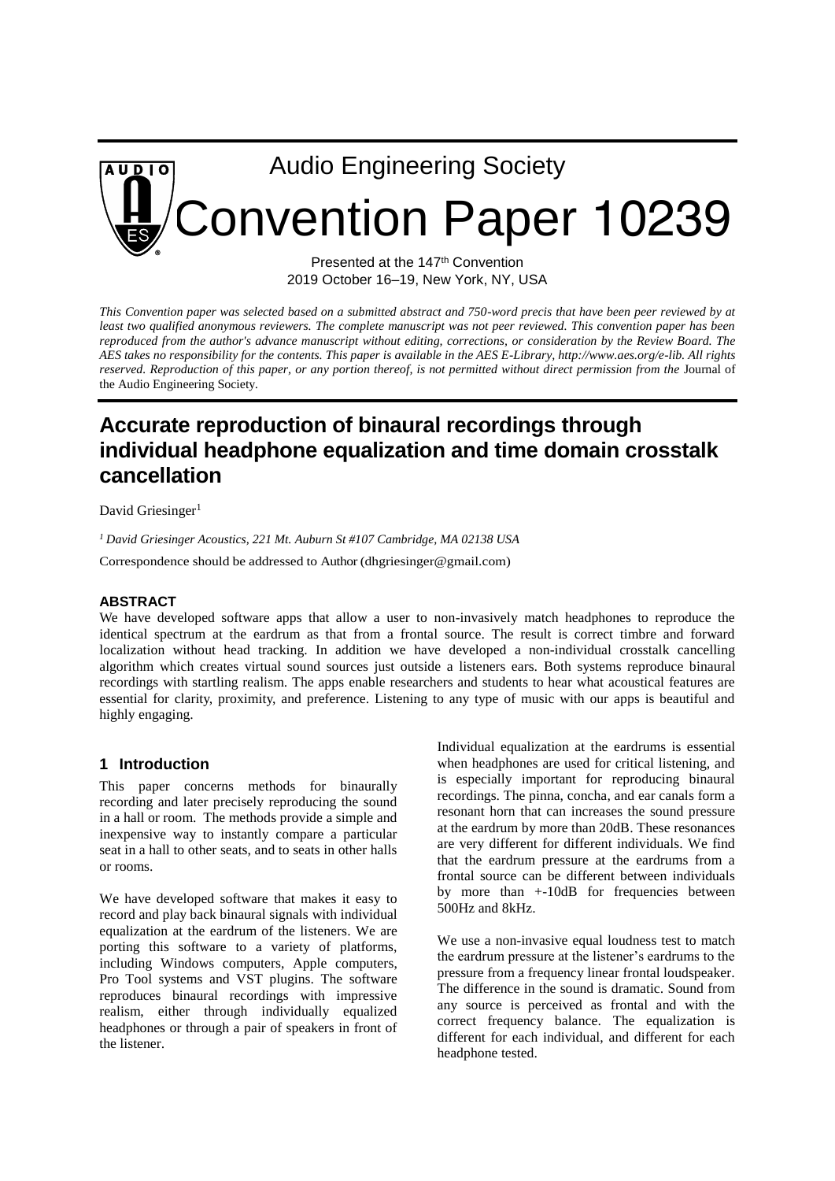Audio Engineering Society

# Convention Paper 10239

Presented at the 147th Convention
2019 October 16–19, New York, NY, USA

*This Convention paper was selected based on a submitted abstract and 750-word precis that have been peer reviewed by at least two qualified anonymous reviewers. The complete manuscript was not peer reviewed. This convention paper has been reproduced from the author's advance manuscript without editing, corrections, or consideration by the Review Board. The AES takes no responsibility for the contents. This paper is available in the AES E-Library, http://www.aes.org/e-lib. All rights reserved. Reproduction of this paper, or any portion thereof, is not permitted without direct permission from the* Journal of the Audio Engineering Society.

# Accurate reproduction of binaural recordings through individual headphone equalization and time domain crosstalk cancellation

David Griesinger[1]

*[1] David Griesinger Acoustics, 221 Mt. Auburn St #107 Cambridge, MA 02138 USA*

Correspondence should be addressed to Author (dhgriesinger@gmail.com)

## ABSTRACT

We have developed software apps that allow a user to non-invasively match headphones to reproduce the identical spectrum at the eardrum as that from a frontal source. The result is correct timbre and forward localization without head tracking. In addition we have developed a non-individual crosstalk cancelling algorithm which creates virtual sound sources just outside a listeners ears. Both systems reproduce binaural recordings with startling realism. The apps enable researchers and students to hear what acoustical features are essential for clarity, proximity, and preference. Listening to any type of music with our apps is beautiful and highly engaging.

## 1 Introduction

This paper concerns methods for binaurally recording and later precisely reproducing the sound in a hall or room. The methods provide a simple and inexpensive way to instantly compare a particular seat in a hall to other seats, and to seats in other halls or rooms.

We have developed software that makes it easy to record and play back binaural signals with individual equalization at the eardrum of the listeners. We are porting this software to a variety of platforms, including Windows computers, Apple computers, Pro Tool systems and VST plugins. The software reproduces binaural recordings with impressive realism, either through individually equalized headphones or through a pair of speakers in front of the listener.

Individual equalization at the eardrums is essential when headphones are used for critical listening, and is especially important for reproducing binaural recordings. The pinna, concha, and ear canals form a resonant horn that can increases the sound pressure at the eardrum by more than 20dB. These resonances are very different for different individuals. We find that the eardrum pressure at the eardrums from a frontal source can be different between individuals by more than +-10dB for frequencies between 500Hz and 8kHz.

We use a non-invasive equal loudness test to match the eardrum pressure at the listener's eardrums to the pressure from a frequency linear frontal loudspeaker. The difference in the sound is dramatic. Sound from any source is perceived as frontal and with the correct frequency balance. The equalization is different for each individual, and different for each headphone tested.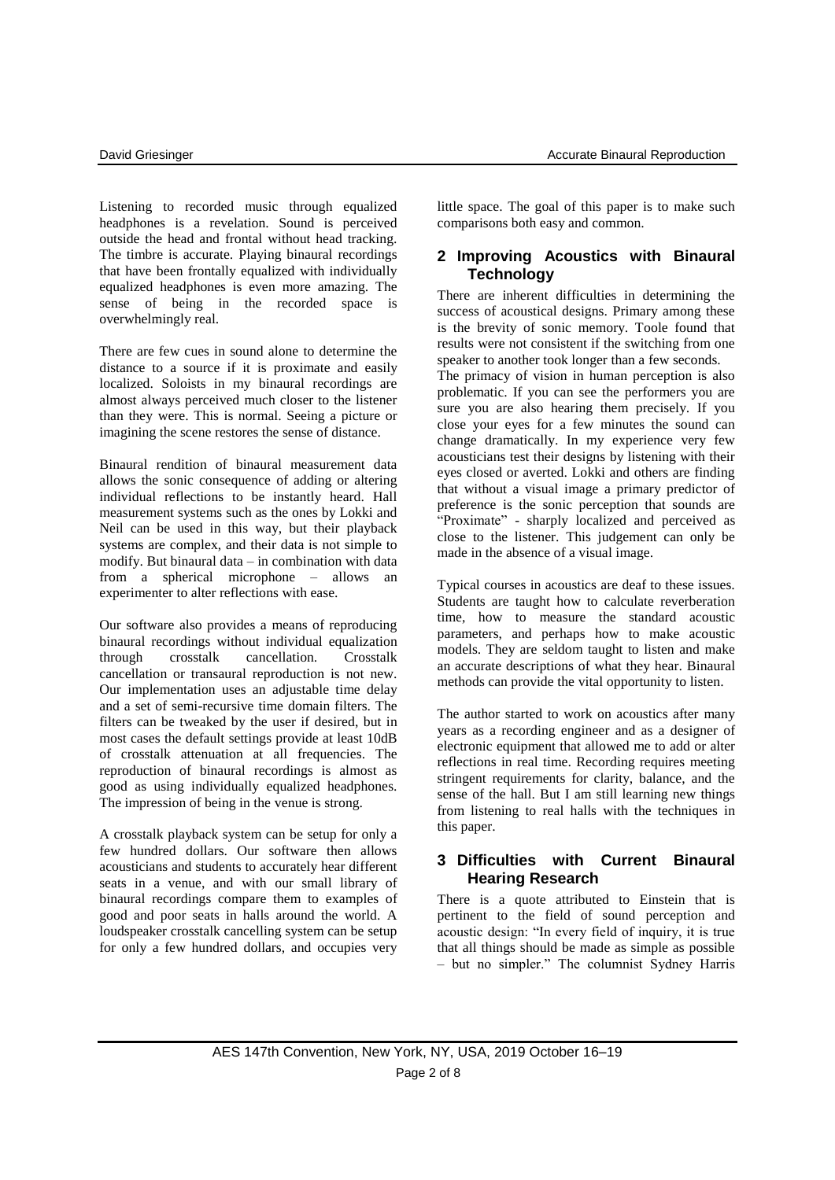Listening to recorded music through equalized headphones is a revelation. Sound is perceived outside the head and frontal without head tracking. The timbre is accurate. Playing binaural recordings that have been frontally equalized with individually equalized headphones is even more amazing. The sense of being in the recorded space is overwhelmingly real.

There are few cues in sound alone to determine the distance to a source if it is proximate and easily localized. Soloists in my binaural recordings are almost always perceived much closer to the listener than they were. This is normal. Seeing a picture or imagining the scene restores the sense of distance.

Binaural rendition of binaural measurement data allows the sonic consequence of adding or altering individual reflections to be instantly heard. Hall measurement systems such as the ones by Lokki and Neil can be used in this way, but their playback systems are complex, and their data is not simple to modify. But binaural data – in combination with data from a spherical microphone – allows an experimenter to alter reflections with ease.

Our software also provides a means of reproducing binaural recordings without individual equalization through crosstalk cancellation. Crosstalk cancellation or transaural reproduction is not new. Our implementation uses an adjustable time delay and a set of semi-recursive time domain filters. The filters can be tweaked by the user if desired, but in most cases the default settings provide at least 10dB of crosstalk attenuation at all frequencies. The reproduction of binaural recordings is almost as good as using individually equalized headphones. The impression of being in the venue is strong.

A crosstalk playback system can be setup for only a few hundred dollars. Our software then allows acousticians and students to accurately hear different seats in a venue, and with our small library of binaural recordings compare them to examples of good and poor seats in halls around the world. A loudspeaker crosstalk cancelling system can be setup for only a few hundred dollars, and occupies very little space. The goal of this paper is to make such comparisons both easy and common.

## 2 Improving Acoustics with Binaural Technology

There are inherent difficulties in determining the success of acoustical designs. Primary among these is the brevity of sonic memory. Toole found that results were not consistent if the switching from one speaker to another took longer than a few seconds.

The primacy of vision in human perception is also problematic. If you can see the performers you are sure you are also hearing them precisely. If you close your eyes for a few minutes the sound can change dramatically. In my experience very few acousticians test their designs by listening with their eyes closed or averted. Lokki and others are finding that without a visual image a primary predictor of preference is the sonic perception that sounds are "Proximate" - sharply localized and perceived as close to the listener. This judgement can only be made in the absence of a visual image.

Typical courses in acoustics are deaf to these issues. Students are taught how to calculate reverberation time, how to measure the standard acoustic parameters, and perhaps how to make acoustic models. They are seldom taught to listen and make an accurate descriptions of what they hear. Binaural methods can provide the vital opportunity to listen.

The author started to work on acoustics after many years as a recording engineer and as a designer of electronic equipment that allowed me to add or alter reflections in real time. Recording requires meeting stringent requirements for clarity, balance, and the sense of the hall. But I am still learning new things from listening to real halls with the techniques in this paper.

## 3 Difficulties with Current Binaural Hearing Research

There is a quote attributed to Einstein that is pertinent to the field of sound perception and acoustic design: "In every field of inquiry, it is true that all things should be made as simple as possible – but no simpler." The columnist Sydney Harris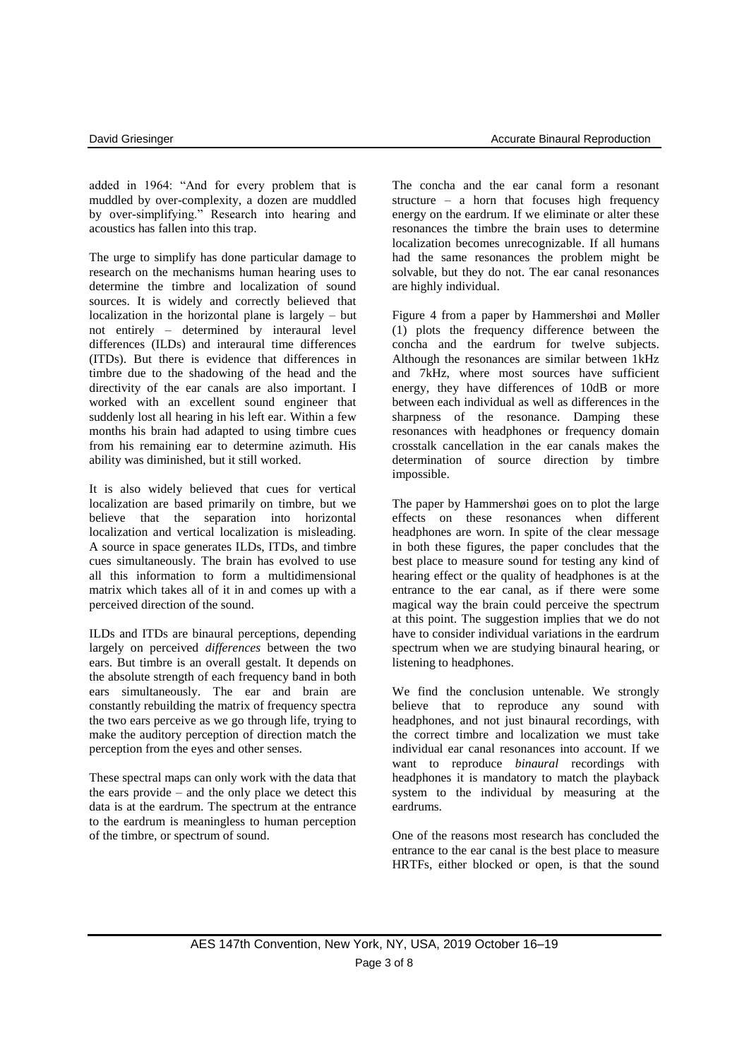added in 1964: "And for every problem that is muddled by over-complexity, a dozen are muddled by over-simplifying." Research into hearing and acoustics has fallen into this trap.

The urge to simplify has done particular damage to research on the mechanisms human hearing uses to determine the timbre and localization of sound sources. It is widely and correctly believed that localization in the horizontal plane is largely – but not entirely – determined by interaural level differences (ILDs) and interaural time differences (ITDs). But there is evidence that differences in timbre due to the shadowing of the head and the directivity of the ear canals are also important. I worked with an excellent sound engineer that suddenly lost all hearing in his left ear. Within a few months his brain had adapted to using timbre cues from his remaining ear to determine azimuth. His ability was diminished, but it still worked.

It is also widely believed that cues for vertical localization are based primarily on timbre, but we believe that the separation into horizontal localization and vertical localization is misleading. A source in space generates ILDs, ITDs, and timbre cues simultaneously. The brain has evolved to use all this information to form a multidimensional matrix which takes all of it in and comes up with a perceived direction of the sound.

ILDs and ITDs are binaural perceptions, depending largely on perceived *differences* between the two ears. But timbre is an overall gestalt. It depends on the absolute strength of each frequency band in both ears simultaneously. The ear and brain are constantly rebuilding the matrix of frequency spectra the two ears perceive as we go through life, trying to make the auditory perception of direction match the perception from the eyes and other senses.

These spectral maps can only work with the data that the ears provide – and the only place we detect this data is at the eardrum. The spectrum at the entrance to the eardrum is meaningless to human perception of the timbre, or spectrum of sound.

The concha and the ear canal form a resonant structure – a horn that focuses high frequency energy on the eardrum. If we eliminate or alter these resonances the timbre the brain uses to determine localization becomes unrecognizable. If all humans had the same resonances the problem might be solvable, but they do not. The ear canal resonances are highly individual.

Figure 4 from a paper by Hammershøi and Møller (1) plots the frequency difference between the concha and the eardrum for twelve subjects. Although the resonances are similar between 1kHz and 7kHz, where most sources have sufficient energy, they have differences of 10dB or more between each individual as well as differences in the sharpness of the resonance. Damping these resonances with headphones or frequency domain crosstalk cancellation in the ear canals makes the determination of source direction by timbre impossible.

The paper by Hammershøi goes on to plot the large effects on these resonances when different headphones are worn. In spite of the clear message in both these figures, the paper concludes that the best place to measure sound for testing any kind of hearing effect or the quality of headphones is at the entrance to the ear canal, as if there were some magical way the brain could perceive the spectrum at this point. The suggestion implies that we do not have to consider individual variations in the eardrum spectrum when we are studying binaural hearing, or listening to headphones.

We find the conclusion untenable. We strongly believe that to reproduce any sound with headphones, and not just binaural recordings, with the correct timbre and localization we must take individual ear canal resonances into account. If we want to reproduce *binaural* recordings with headphones it is mandatory to match the playback system to the individual by measuring at the eardrums.

One of the reasons most research has concluded the entrance to the ear canal is the best place to measure HRTFs, either blocked or open, is that the sound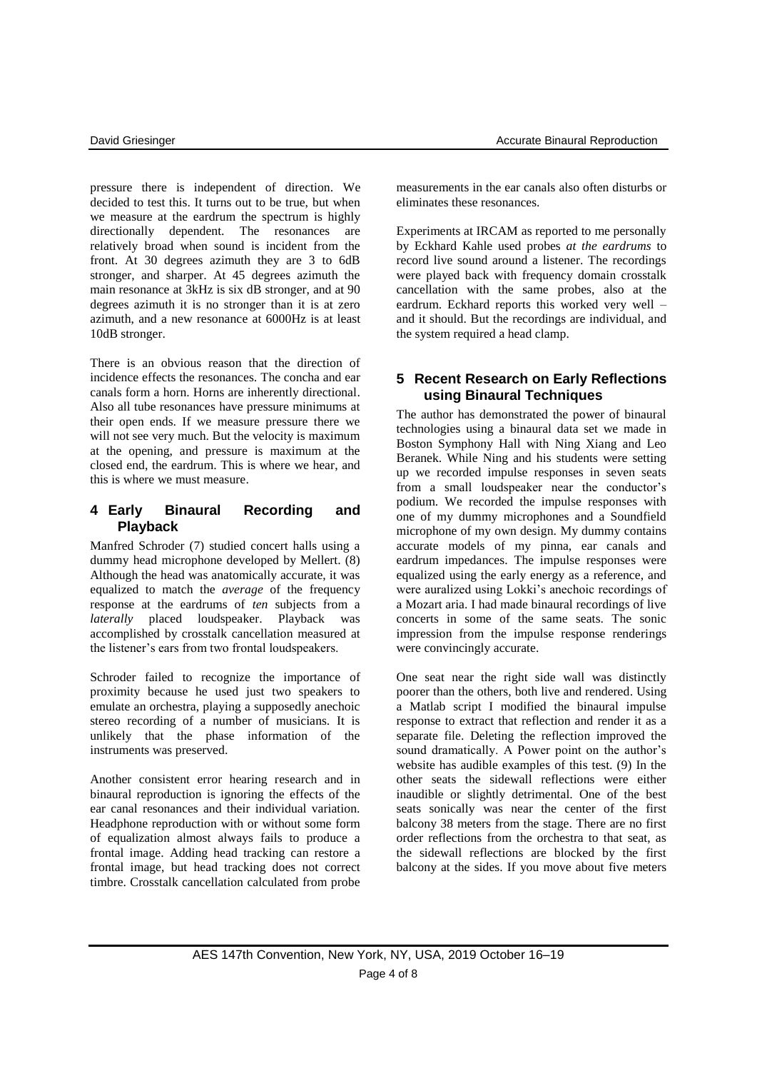pressure there is independent of direction. We decided to test this. It turns out to be true, but when we measure at the eardrum the spectrum is highly directionally dependent. The resonances are relatively broad when sound is incident from the front. At 30 degrees azimuth they are 3 to 6dB stronger, and sharper. At 45 degrees azimuth the main resonance at 3kHz is six dB stronger, and at 90 degrees azimuth it is no stronger than it is at zero azimuth, and a new resonance at 6000Hz is at least 10dB stronger.

There is an obvious reason that the direction of incidence effects the resonances. The concha and ear canals form a horn. Horns are inherently directional. Also all tube resonances have pressure minimums at their open ends. If we measure pressure there we will not see very much. But the velocity is maximum at the opening, and pressure is maximum at the closed end, the eardrum. This is where we hear, and this is where we must measure.

## 4 Early Binaural Recording and Playback

Manfred Schroder (7) studied concert halls using a dummy head microphone developed by Mellert. (8) Although the head was anatomically accurate, it was equalized to match the *average* of the frequency response at the eardrums of *ten* subjects from a *laterally* placed loudspeaker. Playback was accomplished by crosstalk cancellation measured at the listener's ears from two frontal loudspeakers.

Schroder failed to recognize the importance of proximity because he used just two speakers to emulate an orchestra, playing a supposedly anechoic stereo recording of a number of musicians. It is unlikely that the phase information of the instruments was preserved.

Another consistent error hearing research and in binaural reproduction is ignoring the effects of the ear canal resonances and their individual variation. Headphone reproduction with or without some form of equalization almost always fails to produce a frontal image. Adding head tracking can restore a frontal image, but head tracking does not correct timbre. Crosstalk cancellation calculated from probe measurements in the ear canals also often disturbs or eliminates these resonances.

Experiments at IRCAM as reported to me personally by Eckhard Kahle used probes *at the eardrums* to record live sound around a listener. The recordings were played back with frequency domain crosstalk cancellation with the same probes, also at the eardrum. Eckhard reports this worked very well – and it should. But the recordings are individual, and the system required a head clamp.

## 5 Recent Research on Early Reflections using Binaural Techniques

The author has demonstrated the power of binaural technologies using a binaural data set we made in Boston Symphony Hall with Ning Xiang and Leo Beranek. While Ning and his students were setting up we recorded impulse responses in seven seats from a small loudspeaker near the conductor's podium. We recorded the impulse responses with one of my dummy microphones and a Soundfield microphone of my own design. My dummy contains accurate models of my pinna, ear canals and eardrum impedances. The impulse responses were equalized using the early energy as a reference, and were auralized using Lokki's anechoic recordings of a Mozart aria. I had made binaural recordings of live concerts in some of the same seats. The sonic impression from the impulse response renderings were convincingly accurate.

One seat near the right side wall was distinctly poorer than the others, both live and rendered. Using a Matlab script I modified the binaural impulse response to extract that reflection and render it as a separate file. Deleting the reflection improved the sound dramatically. A Power point on the author's website has audible examples of this test. (9) In the other seats the sidewall reflections were either inaudible or slightly detrimental. One of the best seats sonically was near the center of the first balcony 38 meters from the stage. There are no first order reflections from the orchestra to that seat, as the sidewall reflections are blocked by the first balcony at the sides. If you move about five meters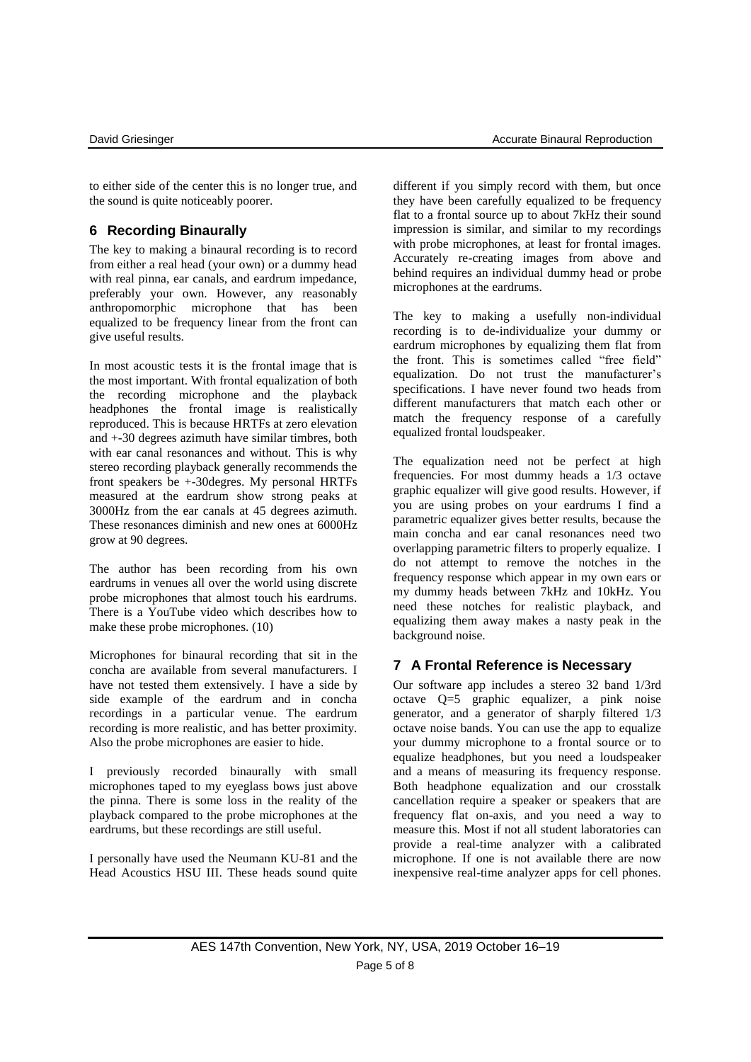to either side of the center this is no longer true, and the sound is quite noticeably poorer.

## 6 Recording Binaurally

The key to making a binaural recording is to record from either a real head (your own) or a dummy head with real pinna, ear canals, and eardrum impedance, preferably your own. However, any reasonably anthropomorphic microphone that has been equalized to be frequency linear from the front can give useful results.

In most acoustic tests it is the frontal image that is the most important. With frontal equalization of both the recording microphone and the playback headphones the frontal image is realistically reproduced. This is because HRTFs at zero elevation and +-30 degrees azimuth have similar timbres, both with ear canal resonances and without. This is why stereo recording playback generally recommends the front speakers be +-30degres. My personal HRTFs measured at the eardrum show strong peaks at 3000Hz from the ear canals at 45 degrees azimuth. These resonances diminish and new ones at 6000Hz grow at 90 degrees.

The author has been recording from his own eardrums in venues all over the world using discrete probe microphones that almost touch his eardrums. There is a YouTube video which describes how to make these probe microphones. (10)

Microphones for binaural recording that sit in the concha are available from several manufacturers. I have not tested them extensively. I have a side by side example of the eardrum and in concha recordings in a particular venue. The eardrum recording is more realistic, and has better proximity. Also the probe microphones are easier to hide.

I previously recorded binaurally with small microphones taped to my eyeglass bows just above the pinna. There is some loss in the reality of the playback compared to the probe microphones at the eardrums, but these recordings are still useful.

I personally have used the Neumann KU-81 and the Head Acoustics HSU III. These heads sound quite different if you simply record with them, but once they have been carefully equalized to be frequency flat to a frontal source up to about 7kHz their sound impression is similar, and similar to my recordings with probe microphones, at least for frontal images. Accurately re-creating images from above and behind requires an individual dummy head or probe microphones at the eardrums.

The key to making a usefully non-individual recording is to de-individualize your dummy or eardrum microphones by equalizing them flat from the front. This is sometimes called "free field" equalization. Do not trust the manufacturer's specifications. I have never found two heads from different manufacturers that match each other or match the frequency response of a carefully equalized frontal loudspeaker.

The equalization need not be perfect at high frequencies. For most dummy heads a 1/3 octave graphic equalizer will give good results. However, if you are using probes on your eardrums I find a parametric equalizer gives better results, because the main concha and ear canal resonances need two overlapping parametric filters to properly equalize. I do not attempt to remove the notches in the frequency response which appear in my own ears or my dummy heads between 7kHz and 10kHz. You need these notches for realistic playback, and equalizing them away makes a nasty peak in the background noise.

## 7 A Frontal Reference is Necessary

Our software app includes a stereo 32 band 1/3rd octave Q=5 graphic equalizer, a pink noise generator, and a generator of sharply filtered 1/3 octave noise bands. You can use the app to equalize your dummy microphone to a frontal source or to equalize headphones, but you need a loudspeaker and a means of measuring its frequency response. Both headphone equalization and our crosstalk cancellation require a speaker or speakers that are frequency flat on-axis, and you need a way to measure this. Most if not all student laboratories can provide a real-time analyzer with a calibrated microphone. If one is not available there are now inexpensive real-time analyzer apps for cell phones.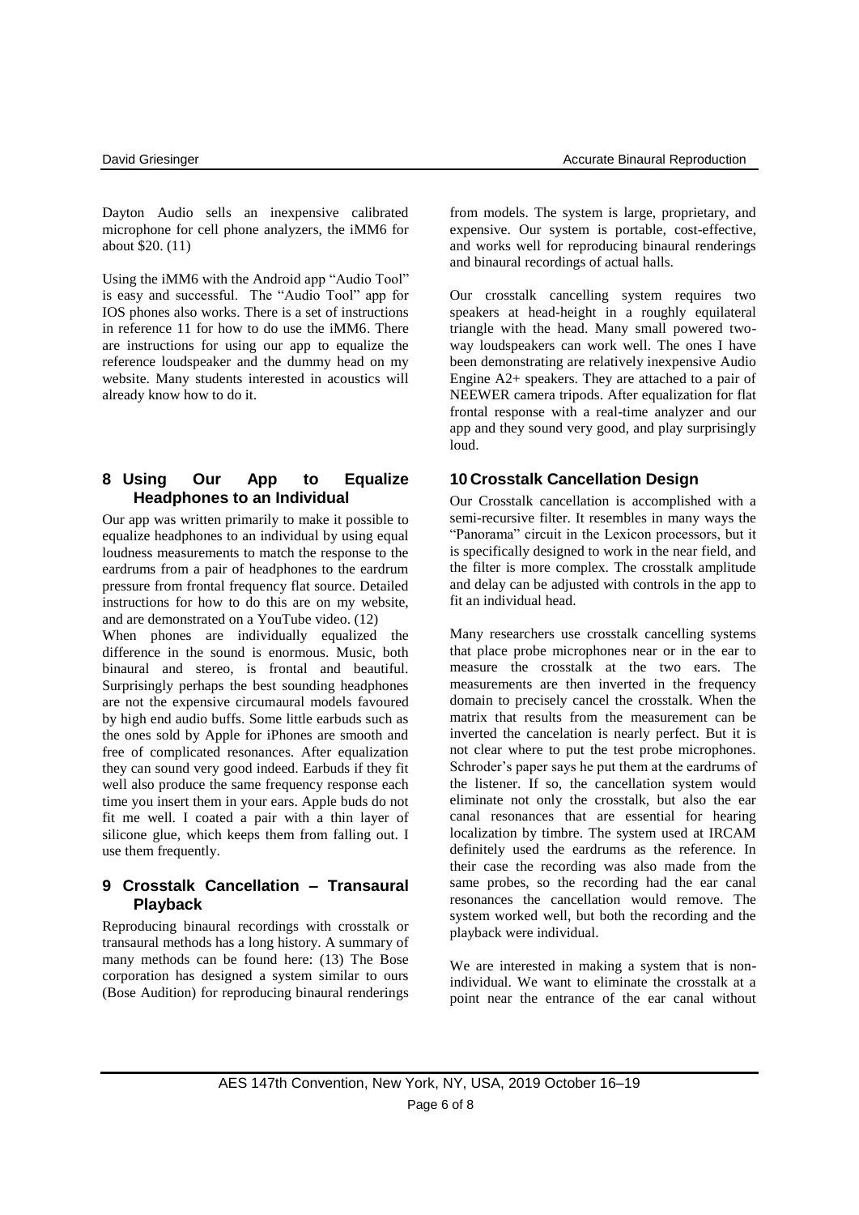Dayton Audio sells an inexpensive calibrated microphone for cell phone analyzers, the iMM6 for about $20. (11)

Using the iMM6 with the Android app "Audio Tool" is easy and successful. The "Audio Tool" app for IOS phones also works. There is a set of instructions in reference 11 for how to do use the iMM6. There are instructions for using our app to equalize the reference loudspeaker and the dummy head on my website. Many students interested in acoustics will already know how to do it.

## 8 Using Our App to Equalize Headphones to an Individual

Our app was written primarily to make it possible to equalize headphones to an individual by using equal loudness measurements to match the response to the eardrums from a pair of headphones to the eardrum pressure from frontal frequency flat source. Detailed instructions for how to do this are on my website, and are demonstrated on a YouTube video. (12)

When phones are individually equalized the difference in the sound is enormous. Music, both binaural and stereo, is frontal and beautiful. Surprisingly perhaps the best sounding headphones are not the expensive circumaural models favoured by high end audio buffs. Some little earbuds such as the ones sold by Apple for iPhones are smooth and free of complicated resonances. After equalization they can sound very good indeed. Earbuds if they fit well also produce the same frequency response each time you insert them in your ears. Apple buds do not fit me well. I coated a pair with a thin layer of silicone glue, which keeps them from falling out. I use them frequently.

## 9 Crosstalk Cancellation – Transaural Playback

Reproducing binaural recordings with crosstalk or transaural methods has a long history. A summary of many methods can be found here: (13) The Bose corporation has designed a system similar to ours (Bose Audition) for reproducing binaural renderings from models. The system is large, proprietary, and expensive. Our system is portable, cost-effective, and works well for reproducing binaural renderings and binaural recordings of actual halls.

Our crosstalk cancelling system requires two speakers at head-height in a roughly equilateral triangle with the head. Many small powered two-way loudspeakers can work well. The ones I have been demonstrating are relatively inexpensive Audio Engine A2+ speakers. They are attached to a pair of NEEWER camera tripods. After equalization for flat frontal response with a real-time analyzer and our app and they sound very good, and play surprisingly loud.

## 10 Crosstalk Cancellation Design

Our Crosstalk cancellation is accomplished with a semi-recursive filter. It resembles in many ways the "Panorama" circuit in the Lexicon processors, but it is specifically designed to work in the near field, and the filter is more complex. The crosstalk amplitude and delay can be adjusted with controls in the app to fit an individual head.

Many researchers use crosstalk cancelling systems that place probe microphones near or in the ear to measure the crosstalk at the two ears. The measurements are then inverted in the frequency domain to precisely cancel the crosstalk. When the matrix that results from the measurement can be inverted the cancelation is nearly perfect. But it is not clear where to put the test probe microphones. Schroder's paper says he put them at the eardrums of the listener. If so, the cancellation system would eliminate not only the crosstalk, but also the ear canal resonances that are essential for hearing localization by timbre. The system used at IRCAM definitely used the eardrums as the reference. In their case the recording was also made from the same probes, so the recording had the ear canal resonances the cancellation would remove. The system worked well, but both the recording and the playback were individual.

We are interested in making a system that is non-individual. We want to eliminate the crosstalk at a point near the entrance of the ear canal without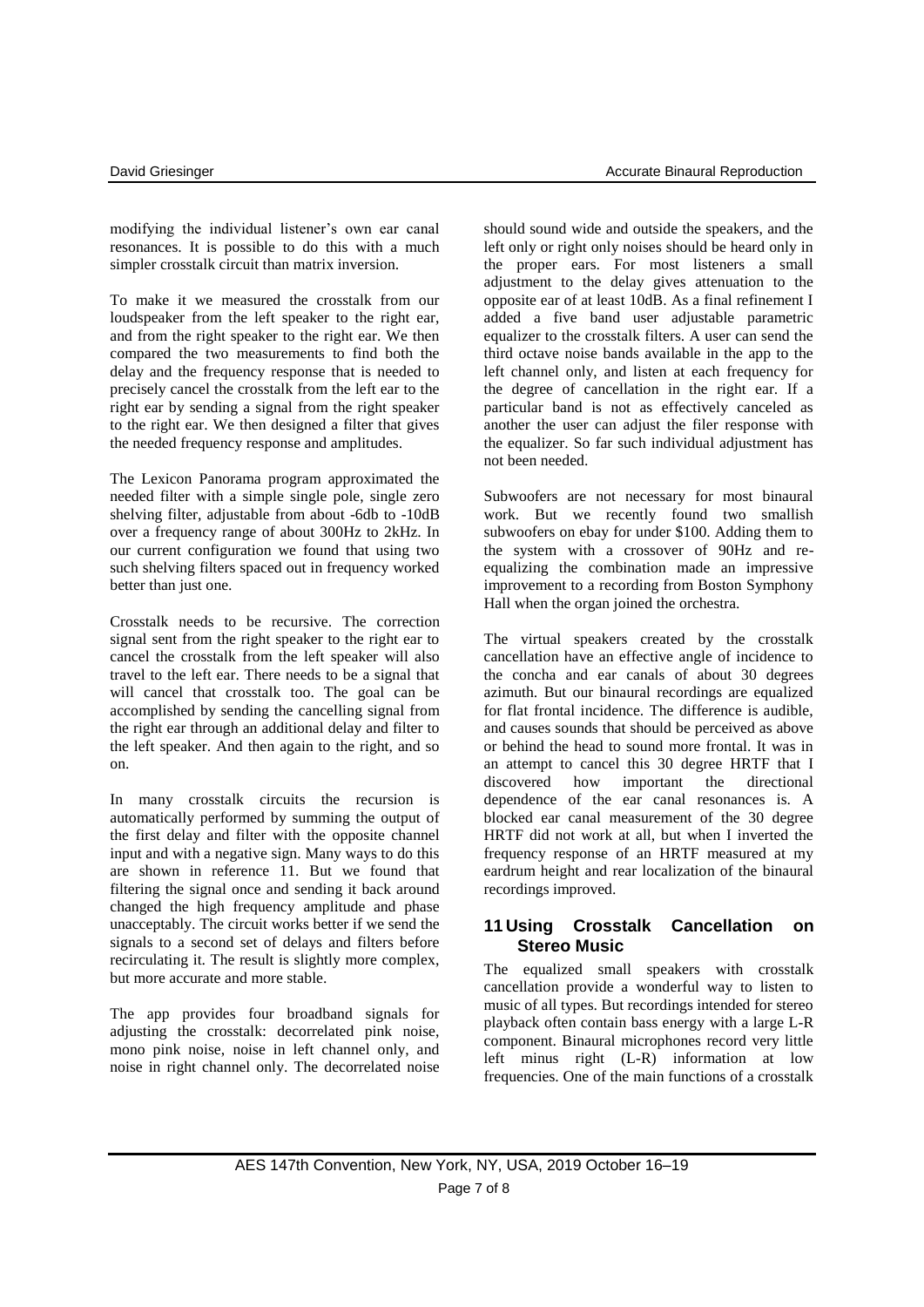modifying the individual listener's own ear canal resonances. It is possible to do this with a much simpler crosstalk circuit than matrix inversion.

To make it we measured the crosstalk from our loudspeaker from the left speaker to the right ear, and from the right speaker to the right ear. We then compared the two measurements to find both the delay and the frequency response that is needed to precisely cancel the crosstalk from the left ear to the right ear by sending a signal from the right speaker to the right ear. We then designed a filter that gives the needed frequency response and amplitudes.

The Lexicon Panorama program approximated the needed filter with a simple single pole, single zero shelving filter, adjustable from about -6db to -10dB over a frequency range of about 300Hz to 2kHz. In our current configuration we found that using two such shelving filters spaced out in frequency worked better than just one.

Crosstalk needs to be recursive. The correction signal sent from the right speaker to the right ear to cancel the crosstalk from the left speaker will also travel to the left ear. There needs to be a signal that will cancel that crosstalk too. The goal can be accomplished by sending the cancelling signal from the right ear through an additional delay and filter to the left speaker. And then again to the right, and so on.

In many crosstalk circuits the recursion is automatically performed by summing the output of the first delay and filter with the opposite channel input and with a negative sign. Many ways to do this are shown in reference 11. But we found that filtering the signal once and sending it back around changed the high frequency amplitude and phase unacceptably. The circuit works better if we send the signals to a second set of delays and filters before recirculating it. The result is slightly more complex, but more accurate and more stable.

The app provides four broadband signals for adjusting the crosstalk: decorrelated pink noise, mono pink noise, noise in left channel only, and noise in right channel only. The decorrelated noise should sound wide and outside the speakers, and the left only or right only noises should be heard only in the proper ears. For most listeners a small adjustment to the delay gives attenuation to the opposite ear of at least 10dB. As a final refinement I added a five band user adjustable parametric equalizer to the crosstalk filters. A user can send the third octave noise bands available in the app to the left channel only, and listen at each frequency for the degree of cancellation in the right ear. If a particular band is not as effectively canceled as another the user can adjust the filer response with the equalizer. So far such individual adjustment has not been needed.

Subwoofers are not necessary for most binaural work. But we recently found two smallish subwoofers on ebay for under $100. Adding them to the system with a crossover of 90Hz and re-equalizing the combination made an impressive improvement to a recording from Boston Symphony Hall when the organ joined the orchestra.

The virtual speakers created by the crosstalk cancellation have an effective angle of incidence to the concha and ear canals of about 30 degrees azimuth. But our binaural recordings are equalized for flat frontal incidence. The difference is audible, and causes sounds that should be perceived as above or behind the head to sound more frontal. It was in an attempt to cancel this 30 degree HRTF that I discovered how important the directional dependence of the ear canal resonances is. A blocked ear canal measurement of the 30 degree HRTF did not work at all, but when I inverted the frequency response of an HRTF measured at my eardrum height and rear localization of the binaural recordings improved.

## 11 Using Crosstalk Cancellation on Stereo Music

The equalized small speakers with crosstalk cancellation provide a wonderful way to listen to music of all types. But recordings intended for stereo playback often contain bass energy with a large L-R component. Binaural microphones record very little left minus right (L-R) information at low frequencies. One of the main functions of a crosstalk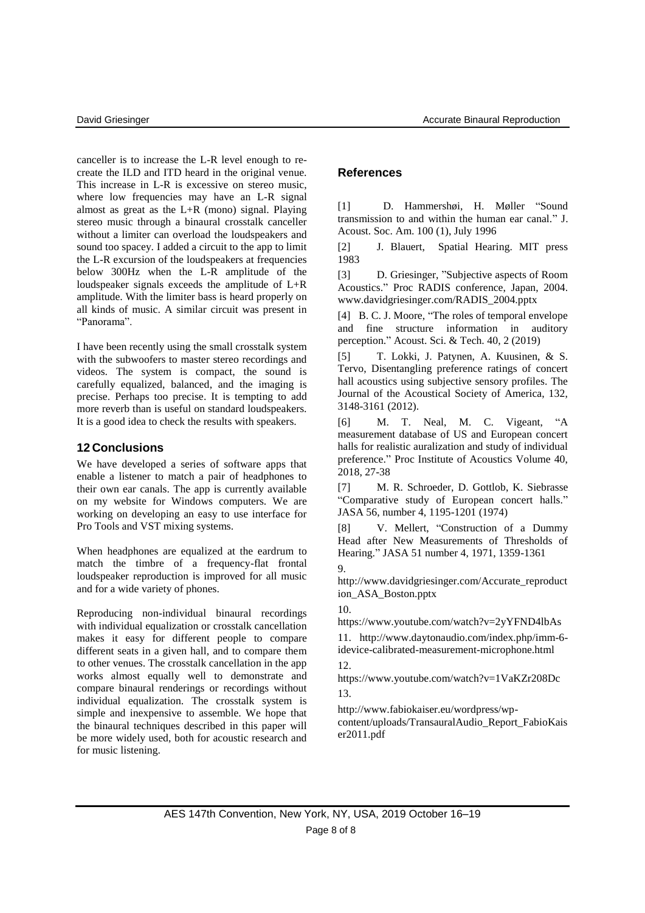canceller is to increase the L-R level enough to re-create the ILD and ITD heard in the original venue. This increase in L-R is excessive on stereo music, where low frequencies may have an L-R signal almost as great as the L+R (mono) signal. Playing stereo music through a binaural crosstalk canceller without a limiter can overload the loudspeakers and sound too spacey. I added a circuit to the app to limit the L-R excursion of the loudspeakers at frequencies below 300Hz when the L-R amplitude of the loudspeaker signals exceeds the amplitude of L+R amplitude. With the limiter bass is heard properly on all kinds of music. A similar circuit was present in "Panorama".

I have been recently using the small crosstalk system with the subwoofers to master stereo recordings and videos. The system is compact, the sound is carefully equalized, balanced, and the imaging is precise. Perhaps too precise. It is tempting to add more reverb than is useful on standard loudspeakers. It is a good idea to check the results with speakers.

## 12 Conclusions

We have developed a series of software apps that enable a listener to match a pair of headphones to their own ear canals. The app is currently available on my website for Windows computers. We are working on developing an easy to use interface for Pro Tools and VST mixing systems.

When headphones are equalized at the eardrum to match the timbre of a frequency-flat frontal loudspeaker reproduction is improved for all music and for a wide variety of phones.

Reproducing non-individual binaural recordings with individual equalization or crosstalk cancellation makes it easy for different people to compare different seats in a given hall, and to compare them to other venues. The crosstalk cancellation in the app works almost equally well to demonstrate and compare binaural renderings or recordings without individual equalization. The crosstalk system is simple and inexpensive to assemble. We hope that the binaural techniques described in this paper will be more widely used, both for acoustic research and for music listening.

## References

[1] D. Hammershøi, H. Møller "Sound transmission to and within the human ear canal." J. Acoust. Soc. Am. 100 (1), July 1996

[2] J. Blauert, Spatial Hearing. MIT press 1983

[3] D. Griesinger, "Subjective aspects of Room Acoustics." Proc RADIS conference, Japan, 2004. www.davidgriesinger.com/RADIS_2004.pptx

[4] B. C. J. Moore, "The roles of temporal envelope and fine structure information in auditory perception." Acoust. Sci. & Tech. 40, 2 (2019)

[5] T. Lokki, J. Patynen, A. Kuusinen, & S. Tervo, Disentangling preference ratings of concert hall acoustics using subjective sensory profiles. The Journal of the Acoustical Society of America, 132, 3148-3161 (2012).

[6] M. T. Neal, M. C. Vigeant, "A measurement database of US and European concert halls for realistic auralization and study of individual preference." Proc Institute of Acoustics Volume 40, 2018, 27-38

[7] M. R. Schroeder, D. Gottlob, K. Siebrasse "Comparative study of European concert halls." JASA 56, number 4, 1195-1201 (1974)

[8] V. Mellert, "Construction of a Dummy Head after New Measurements of Thresholds of Hearing." JASA 51 number 4, 1971, 1359-1361

9. http://www.davidgriesinger.com/Accurate_reproduction_ASA_Boston.pptx

10. https://www.youtube.com/watch?v=2yYFND4lbAs

11. http://www.daytonaudio.com/index.php/imm-6-idevice-calibrated-measurement-microphone.html

12. https://www.youtube.com/watch?v=1VaKZr208Dc

13. http://www.fabiokaiser.eu/wordpress/wp-content/uploads/TransauralAudio_Report_FabioKaiser2011.pdf